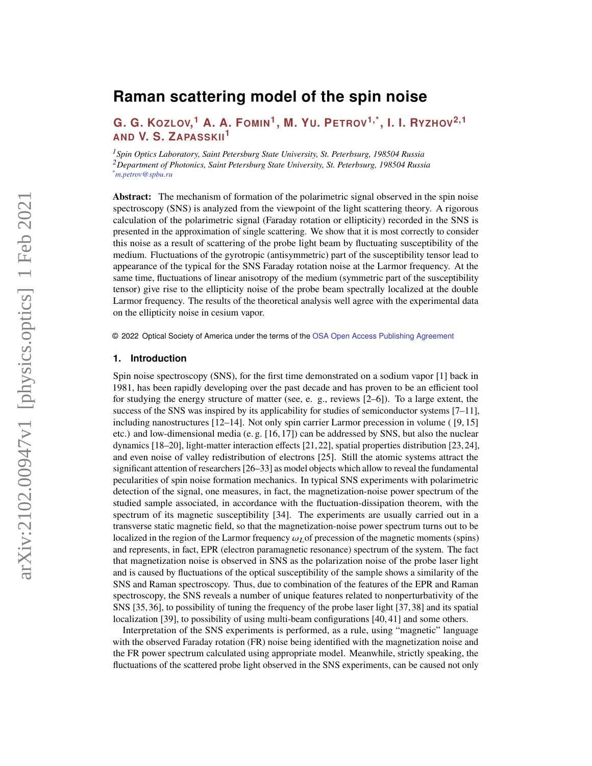# Raman scattering model of the spin noise

**G. G. Kozlov,[1] A. A. Fomin[1], M. Yu. Petrov[1,*], I. I. Ryzhov[2,1] and V. S. Zapasskii[1]**

*[1]Spin Optics Laboratory, Saint Petersburg State University, St. Petersburg, 198504 Russia*
*[2]Department of Photonics, Saint Petersburg State University, St. Petersburg, 198504 Russia*
*[*]m.petrov@spbu.ru*

**Abstract:** The mechanism of formation of the polarimetric signal observed in the spin noise spectroscopy (SNS) is analyzed from the viewpoint of the light scattering theory. A rigorous calculation of the polarimetric signal (Faraday rotation or ellipticity) recorded in the SNS is presented in the approximation of single scattering. We show that it is most correctly to consider this noise as a result of scattering of the probe light beam by fluctuating susceptibility of the medium. Fluctuations of the gyrotropic (antisymmetric) part of the susceptibility tensor lead to appearance of the typical for the SNS Faraday rotation noise at the Larmor frequency. At the same time, fluctuations of linear anisotropy of the medium (symmetric part of the susceptibility tensor) give rise to the ellipticity noise of the probe beam spectrally localized at the double Larmor frequency. The results of the theoretical analysis well agree with the experimental data on the ellipticity noise in cesium vapor.

© 2022 Optical Society of America under the terms of the OSA Open Access Publishing Agreement

## 1. Introduction

Spin noise spectroscopy (SNS), for the first time demonstrated on a sodium vapor [1] back in 1981, has been rapidly developing over the past decade and has proven to be an efficient tool for studying the energy structure of matter (see, e. g., reviews [2–6]). To a large extent, the success of the SNS was inspired by its applicability for studies of semiconductor systems [7–11], including nanostructures [12–14]. Not only spin carrier Larmor precession in volume ( [9, 15] etc.) and low-dimensional media (e. g. [16, 17]) can be addressed by SNS, but also the nuclear dynamics [18–20], light-matter interaction effects [21, 22], spatial properties distribution [23, 24], and even noise of valley redistribution of electrons [25]. Still the atomic systems attract the significant attention of researchers [26–33] as model objects which allow to reveal the fundamental pecularities of spin noise formation mechanics. In typical SNS experiments with polarimetric detection of the signal, one measures, in fact, the magnetization-noise power spectrum of the studied sample associated, in accordance with the fluctuation-dissipation theorem, with the spectrum of its magnetic susceptibility [34]. The experiments are usually carried out in a transverse static magnetic field, so that the magnetization-noise power spectrum turns out to be localized in the region of the Larmor frequency $\omega_L$ of precession of the magnetic moments (spins) and represents, in fact, EPR (electron paramagnetic resonance) spectrum of the system. The fact that magnetization noise is observed in SNS as the polarization noise of the probe laser light and is caused by fluctuations of the optical susceptibility of the sample shows a similarity of the SNS and Raman spectroscopy. Thus, due to combination of the features of the EPR and Raman spectroscopy, the SNS reveals a number of unique features related to nonperturbativity of the SNS [35, 36], to possibility of tuning the frequency of the probe laser light [37, 38] and its spatial localization [39], to possibility of using multi-beam configurations [40, 41] and some others.

Interpretation of the SNS experiments is performed, as a rule, using "magnetic" language with the observed Faraday rotation (FR) noise being identified with the magnetization noise and the FR power spectrum calculated using appropriate model. Meanwhile, strictly speaking, the fluctuations of the scattered probe light observed in the SNS experiments, can be caused not only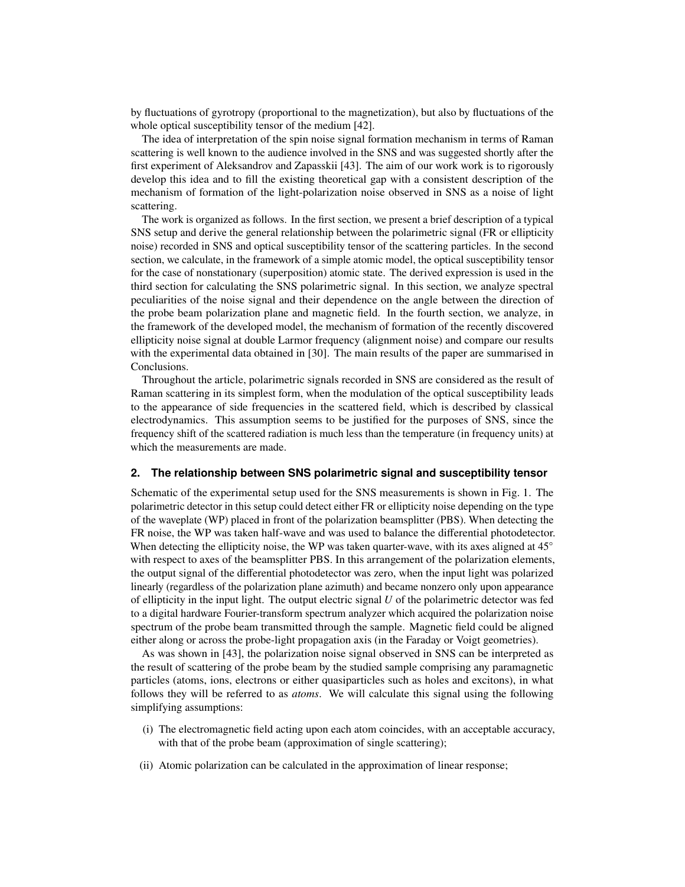by fluctuations of gyrotropy (proportional to the magnetization), but also by fluctuations of the whole optical susceptibility tensor of the medium [42].

The idea of interpretation of the spin noise signal formation mechanism in terms of Raman scattering is well known to the audience involved in the SNS and was suggested shortly after the first experiment of Aleksandrov and Zapasskii [43]. The aim of our work work is to rigorously develop this idea and to fill the existing theoretical gap with a consistent description of the mechanism of formation of the light-polarization noise observed in SNS as a noise of light scattering.

The work is organized as follows. In the first section, we present a brief description of a typical SNS setup and derive the general relationship between the polarimetric signal (FR or ellipticity noise) recorded in SNS and optical susceptibility tensor of the scattering particles. In the second section, we calculate, in the framework of a simple atomic model, the optical susceptibility tensor for the case of nonstationary (superposition) atomic state. The derived expression is used in the third section for calculating the SNS polarimetric signal. In this section, we analyze spectral peculiarities of the noise signal and their dependence on the angle between the direction of the probe beam polarization plane and magnetic field. In the fourth section, we analyze, in the framework of the developed model, the mechanism of formation of the recently discovered ellipticity noise signal at double Larmor frequency (alignment noise) and compare our results with the experimental data obtained in [30]. The main results of the paper are summarised in Conclusions.

Throughout the article, polarimetric signals recorded in SNS are considered as the result of Raman scattering in its simplest form, when the modulation of the optical susceptibility leads to the appearance of side frequencies in the scattered field, which is described by classical electrodynamics. This assumption seems to be justified for the purposes of SNS, since the frequency shift of the scattered radiation is much less than the temperature (in frequency units) at which the measurements are made.

## 2. The relationship between SNS polarimetric signal and susceptibility tensor

Schematic of the experimental setup used for the SNS measurements is shown in Fig. 1. The polarimetric detector in this setup could detect either FR or ellipticity noise depending on the type of the waveplate (WP) placed in front of the polarization beamsplitter (PBS). When detecting the FR noise, the WP was taken half-wave and was used to balance the differential photodetector. When detecting the ellipticity noise, the WP was taken quarter-wave, with its axes aligned at 45° with respect to axes of the beamsplitter PBS. In this arrangement of the polarization elements, the output signal of the differential photodetector was zero, when the input light was polarized linearly (regardless of the polarization plane azimuth) and became nonzero only upon appearance of ellipticity in the input light. The output electric signal $U$ of the polarimetric detector was fed to a digital hardware Fourier-transform spectrum analyzer which acquired the polarization noise spectrum of the probe beam transmitted through the sample. Magnetic field could be aligned either along or across the probe-light propagation axis (in the Faraday or Voigt geometries).

As was shown in [43], the polarization noise signal observed in SNS can be interpreted as the result of scattering of the probe beam by the studied sample comprising any paramagnetic particles (atoms, ions, electrons or either quasiparticles such as holes and excitons), in what follows they will be referred to as *atoms*. We will calculate this signal using the following simplifying assumptions:

(i) The electromagnetic field acting upon each atom coincides, with an acceptable accuracy, with that of the probe beam (approximation of single scattering);

(ii) Atomic polarization can be calculated in the approximation of linear response;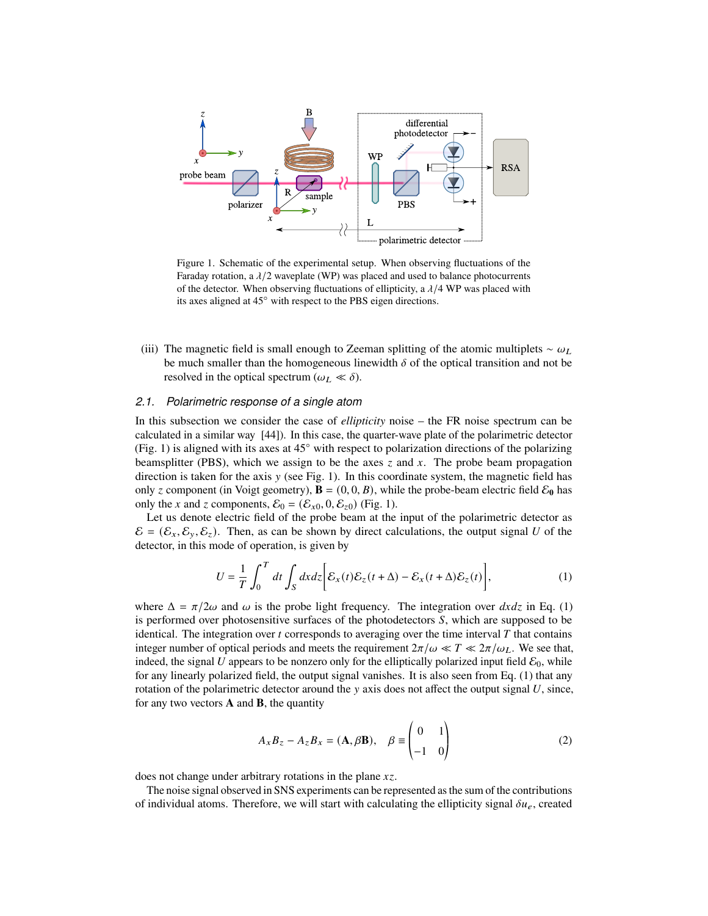Figure 1. Schematic of the experimental setup. When observing fluctuations of the Faraday rotation, a $\lambda/2$ waveplate (WP) was placed and used to balance photocurrents of the detector. When observing fluctuations of ellipticity, a $\lambda/4$ WP was placed with its axes aligned at 45° with respect to the PBS eigen directions.

(iii) The magnetic field is small enough to Zeeman splitting of the atomic multiplets $\sim \omega_L$ be much smaller than the homogeneous linewidth $\delta$ of the optical transition and not be resolved in the optical spectrum ($\omega_L \ll \delta$).

### 2.1. Polarimetric response of a single atom

In this subsection we consider the case of *ellipticity* noise – the FR noise spectrum can be calculated in a similar way [44]). In this case, the quarter-wave plate of the polarimetric detector (Fig. 1) is aligned with its axes at 45° with respect to polarization directions of the polarizing beamsplitter (PBS), which we assign to be the axes $z$ and $x$. The probe beam propagation direction is taken for the axis $y$ (see Fig. 1). In this coordinate system, the magnetic field has only $z$ component (in Voigt geometry), $\mathbf{B} = (0, 0, B)$, while the probe-beam electric field $\mathcal{E}_\mathbf{0}$ has only the $x$ and $z$ components, $\mathcal{E}_0 = (\mathcal{E}_{x0}, 0, \mathcal{E}_{z0})$ (Fig. 1).

Let us denote electric field of the probe beam at the input of the polarimetric detector as $\mathcal{E} = (\mathcal{E}_x, \mathcal{E}_y, \mathcal{E}_z)$. Then, as can be shown by direct calculations, the output signal $U$ of the detector, in this mode of operation, is given by

$$U = \frac{1}{T}\int_0^T dt \int_S dxdz \Big[ \mathcal{E}_x(t)\mathcal{E}_z(t+\Delta) - \mathcal{E}_x(t+\Delta)\mathcal{E}_z(t) \Big], \tag{1}$$

where $\Delta = \pi/2\omega$ and $\omega$ is the probe light frequency. The integration over $dxdz$ in Eq. (1) is performed over photosensitive surfaces of the photodetectors $S$, which are supposed to be identical. The integration over $t$ corresponds to averaging over the time interval $T$ that contains integer number of optical periods and meets the requirement $2\pi/\omega \ll T \ll 2\pi/\omega_L$. We see that, indeed, the signal $U$ appears to be nonzero only for the elliptically polarized input field $\mathcal{E}_0$, while for any linearly polarized field, the output signal vanishes. It is also seen from Eq. (1) that any rotation of the polarimetric detector around the $y$ axis does not affect the output signal $U$, since, for any two vectors $\mathbf{A}$ and $\mathbf{B}$, the quantity

$$A_xB_z - A_zB_x = (\mathbf{A}, \beta\mathbf{B}), \quad \beta \equiv \begin{pmatrix} 0 & 1 \\ -1 & 0 \end{pmatrix} \tag{2}$$

does not change under arbitrary rotations in the plane $xz$.

The noise signal observed in SNS experiments can be represented as the sum of the contributions of individual atoms. Therefore, we will start with calculating the ellipticity signal $\delta u_e$, created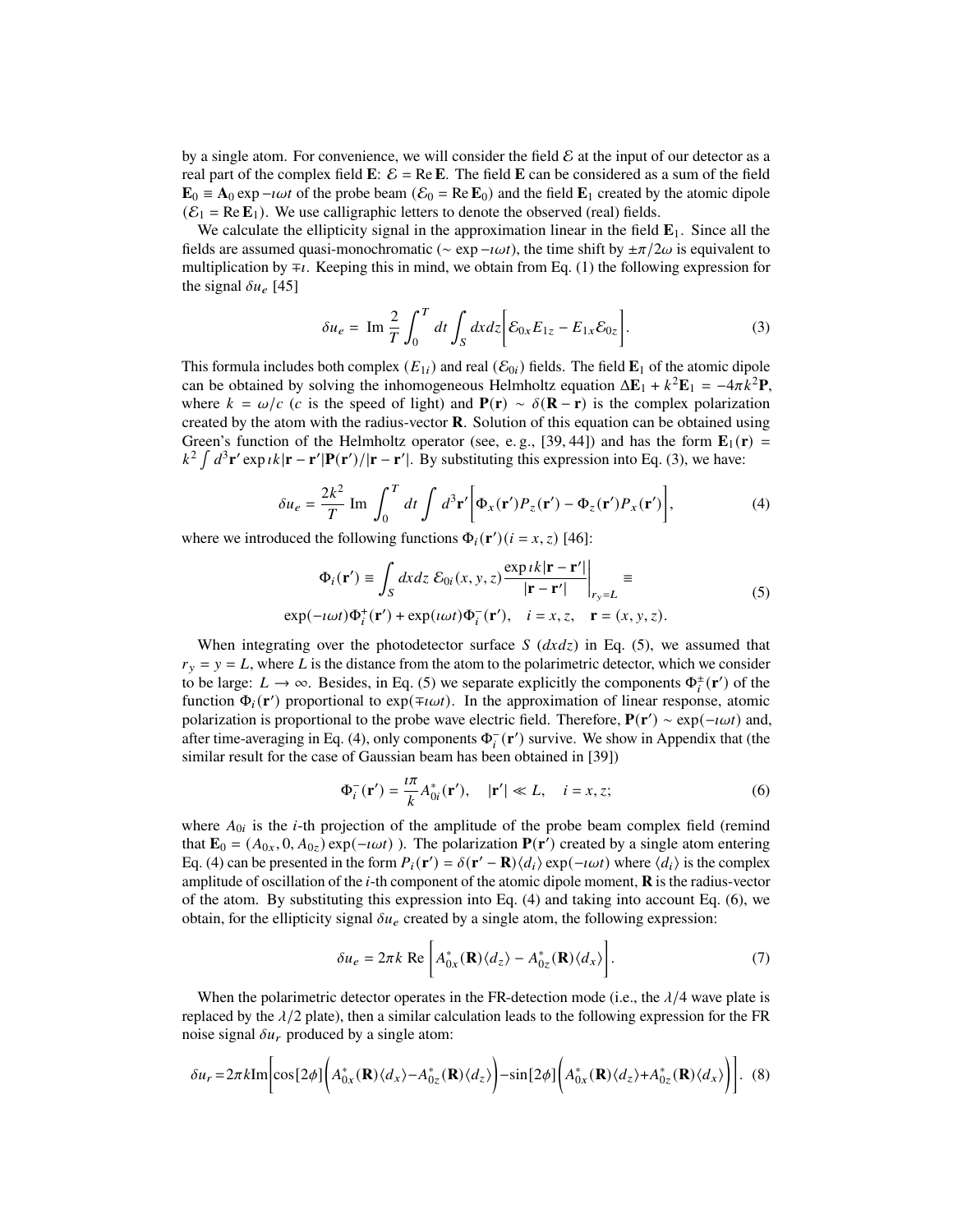by a single atom. For convenience, we will consider the field $\mathcal{E}$ at the input of our detector as a real part of the complex field $\mathbf{E}$: $\mathcal{E} = \mathrm{Re}\,\mathbf{E}$. The field $\mathbf{E}$ can be considered as a sum of the field $\mathbf{E}_0 \equiv \mathbf{A}_0 \exp -\imath\omega t$ of the probe beam ($\mathcal{E}_0 = \mathrm{Re}\,\mathbf{E}_0$) and the field $\mathbf{E}_1$ created by the atomic dipole ($\mathcal{E}_1 = \mathrm{Re}\,\mathbf{E}_1$). We use calligraphic letters to denote the observed (real) fields.

We calculate the ellipticity signal in the approximation linear in the field $\mathbf{E}_1$. Since all the fields are assumed quasi-monochromatic ($\sim \exp -\imath\omega t$), the time shift by $\pm\pi/2\omega$ is equivalent to multiplication by $\mp\imath$. Keeping this in mind, we obtain from Eq. (1) the following expression for the signal $\delta u_e$ [45]

$$\delta u_e = \ \mathrm{Im}\ \frac{2}{T}\int_0^T dt \int_S dxdz \bigg[\mathcal{E}_{0x}E_{1z} - E_{1x}\mathcal{E}_{0z}\bigg]. \tag{3}$$

This formula includes both complex ($E_{1i}$) and real ($\mathcal{E}_{0i}$) fields. The field $\mathbf{E}_1$ of the atomic dipole can be obtained by solving the inhomogeneous Helmholtz equation $\Delta\mathbf{E}_1 + k^2\mathbf{E}_1 = -4\pi k^2\mathbf{P}$, where $k = \omega/c$ ($c$ is the speed of light) and $\mathbf{P}(\mathbf{r}) \sim \delta(\mathbf{R} - \mathbf{r})$ is the complex polarization created by the atom with the radius-vector $\mathbf{R}$. Solution of this equation can be obtained using Green's function of the Helmholtz operator (see, e. g., [39, 44]) and has the form $\mathbf{E}_1(\mathbf{r}) = k^2\int d^3\mathbf{r}' \exp\imath k|\mathbf{r} - \mathbf{r}'|\mathbf{P}(\mathbf{r}')/|\mathbf{r} - \mathbf{r}'|$. By substituting this expression into Eq. (3), we have:

$$\delta u_e = \frac{2k^2}{T}\ \mathrm{Im}\int_0^T dt \int d^3\mathbf{r}' \bigg[\Phi_x(\mathbf{r}')P_z(\mathbf{r}') - \Phi_z(\mathbf{r}')P_x(\mathbf{r}')\bigg], \tag{4}$$

where we introduced the following functions $\Phi_i(\mathbf{r}')(i = x, z)$ [46]:

$$\begin{gathered}\Phi_i(\mathbf{r}') \equiv \int_S dxdz\ \mathcal{E}_{0i}(x, y, z)\frac{\exp\imath k|\mathbf{r} - \mathbf{r}'|}{|\mathbf{r} - \mathbf{r}'|}\bigg|_{r_y = L} \equiv \\ \exp(-\imath\omega t)\Phi_i^+(\mathbf{r}') + \exp(\imath\omega t)\Phi_i^-(\mathbf{r}'), \quad i = x, z, \quad \mathbf{r} = (x, y, z).\end{gathered} \tag{5}$$

When integrating over the photodetector surface $S$ ($dxdz$) in Eq. (5), we assumed that $r_y = y = L$, where $L$ is the distance from the atom to the polarimetric detector, which we consider to be large: $L \to \infty$. Besides, in Eq. (5) we separate explicitly the components $\Phi_i^\pm(\mathbf{r}')$ of the function $\Phi_i(\mathbf{r}')$ proportional to $\exp(\mp\imath\omega t)$. In the approximation of linear response, atomic polarization is proportional to the probe wave electric field. Therefore, $\mathbf{P}(\mathbf{r}') \sim \exp(-\imath\omega t)$ and, after time-averaging in Eq. (4), only components $\Phi_i^-(\mathbf{r}')$ survive. We show in Appendix that (the similar result for the case of Gaussian beam has been obtained in [39])

$$\Phi_i^-(\mathbf{r}') = \frac{\imath\pi}{k}A_{0i}^*(\mathbf{r}'), \quad |\mathbf{r}'| \ll L, \quad i = x, z; \tag{6}$$

where $A_{0i}$ is the $i$-th projection of the amplitude of the probe beam complex field (remind that $\mathbf{E}_0 = (A_{0x}, 0, A_{0z})\exp(-\imath\omega t)$ ). The polarization $\mathbf{P}(\mathbf{r}')$ created by a single atom entering Eq. (4) can be presented in the form $P_i(\mathbf{r}') = \delta(\mathbf{r}' - \mathbf{R})\langle d_i\rangle\exp(-\imath\omega t)$ where $\langle d_i\rangle$ is the complex amplitude of oscillation of the $i$-th component of the atomic dipole moment, $\mathbf{R}$ is the radius-vector of the atom. By substituting this expression into Eq. (4) and taking into account Eq. (6), we obtain, for the ellipticity signal $\delta u_e$ created by a single atom, the following expression:

$$\delta u_e = 2\pi k\ \mathrm{Re}\left[A_{0x}^*(\mathbf{R})\langle d_z\rangle - A_{0z}^*(\mathbf{R})\langle d_x\rangle\right]. \tag{7}$$

When the polarimetric detector operates in the FR-detection mode (i.e., the $\lambda/4$ wave plate is replaced by the $\lambda/2$ plate), then a similar calculation leads to the following expression for the FR noise signal $\delta u_r$ produced by a single atom:

$$\delta u_r = 2\pi k\mathrm{Im}\bigg[\cos[2\phi]\bigg(A_{0x}^*(\mathbf{R})\langle d_x\rangle - A_{0z}^*(\mathbf{R})\langle d_z\rangle\bigg) - \sin[2\phi]\bigg(A_{0x}^*(\mathbf{R})\langle d_z\rangle + A_{0z}^*(\mathbf{R})\langle d_x\rangle\bigg)\bigg]. \tag{8}$$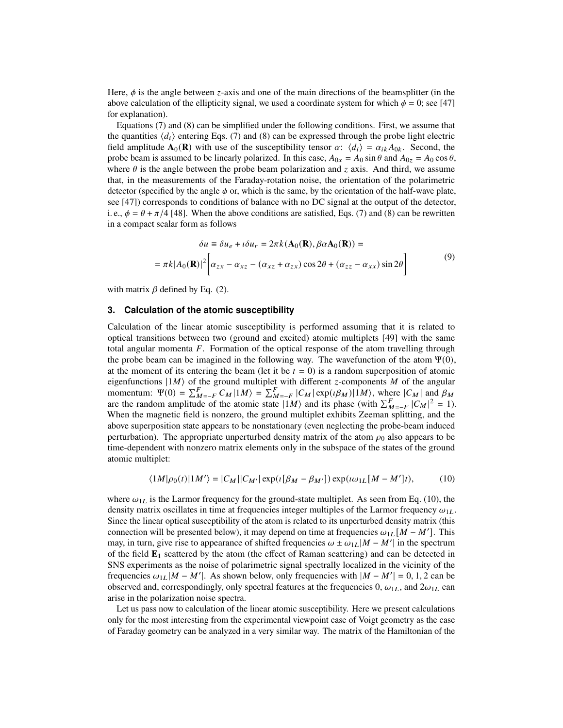Here, $\phi$ is the angle between $z$-axis and one of the main directions of the beamsplitter (in the above calculation of the ellipticity signal, we used a coordinate system for which $\phi = 0$; see [47] for explanation).

Equations (7) and (8) can be simplified under the following conditions. First, we assume that the quantities $\langle d_i \rangle$ entering Eqs. (7) and (8) can be expressed through the probe light electric field amplitude $\mathbf{A}_0(\mathbf{R})$ with use of the susceptibility tensor $\alpha$: $\langle d_i \rangle = \alpha_{ik} A_{0k}$. Second, the probe beam is assumed to be linearly polarized. In this case, $A_{0x} = A_0 \sin\theta$ and $A_{0z} = A_0 \cos\theta$, where $\theta$ is the angle between the probe beam polarization and $z$ axis. And third, we assume that, in the measurements of the Faraday-rotation noise, the orientation of the polarimetric detector (specified by the angle $\phi$ or, which is the same, by the orientation of the half-wave plate, see [47]) corresponds to conditions of balance with no DC signal at the output of the detector, i. e., $\phi = \theta + \pi/4$ [48]. When the above conditions are satisfied, Eqs. (7) and (8) can be rewritten in a compact scalar form as follows

$$
\begin{aligned}
\delta u \equiv \delta u_e + \imath \delta u_r = 2\pi k (\mathbf{A}_0(\mathbf{R}), \beta \alpha \mathbf{A}_0(\mathbf{R})) = \\
= \pi k |A_0(\mathbf{R})|^2 \Big[ \alpha_{zx} - \alpha_{xz} - (\alpha_{xz} + \alpha_{zx}) \cos 2\theta + (\alpha_{zz} - \alpha_{xx}) \sin 2\theta \Big]
\end{aligned}
\tag{9}
$$

with matrix $\beta$ defined by Eq. (2).

## 3. Calculation of the atomic susceptibility

Calculation of the linear atomic susceptibility is performed assuming that it is related to optical transitions between two (ground and excited) atomic multiplets [49] with the same total angular momenta $F$. Formation of the optical response of the atom travelling through the probe beam can be imagined in the following way. The wavefunction of the atom $\Psi(0)$, at the moment of its entering the beam (let it be $t = 0$) is a random superposition of atomic eigenfunctions $|1M\rangle$ of the ground multiplet with different $z$-components $M$ of the angular momentum: $\Psi(0) = \sum_{M=-F}^{F} C_M |1M\rangle = \sum_{M=-F}^{F} |C_M| \exp(\imath\beta_M)|1M\rangle$, where $|C_M|$ and $\beta_M$ are the random amplitude of the atomic state $|1M\rangle$ and its phase (with $\sum_{M=-F}^{F} |C_M|^2 = 1$). When the magnetic field is nonzero, the ground multiplet exhibits Zeeman splitting, and the above superposition state appears to be nonstationary (even neglecting the probe-beam induced perturbation). The appropriate unperturbed density matrix of the atom $\rho_0$ also appears to be time-dependent with nonzero matrix elements only in the subspace of the states of the ground atomic multiplet:

$$
\langle 1M|\rho_0(t)|1M'\rangle = |C_M||C_{M'}| \exp(\imath[\beta_M - \beta_{M'}]) \exp(\imath\omega_{1L}[M - M']t), \tag{10}
$$

where $\omega_{1L}$ is the Larmor frequency for the ground-state multiplet. As seen from Eq. (10), the density matrix oscillates in time at frequencies integer multiples of the Larmor frequency $\omega_{1L}$. Since the linear optical susceptibility of the atom is related to its unperturbed density matrix (this connection will be presented below), it may depend on time at frequencies $\omega_{1L}[M - M']$. This may, in turn, give rise to appearance of shifted frequencies $\omega \pm \omega_{1L}|M - M'|$ in the spectrum of the field $\mathbf{E_1}$ scattered by the atom (the effect of Raman scattering) and can be detected in SNS experiments as the noise of polarimetric signal spectrally localized in the vicinity of the frequencies $\omega_{1L}|M - M'|$. As shown below, only frequencies with $|M - M'| = 0, 1, 2$ can be observed and, correspondingly, only spectral features at the frequencies 0, $\omega_{1L}$, and $2\omega_{1L}$ can arise in the polarization noise spectra.

Let us pass now to calculation of the linear atomic susceptibility. Here we present calculations only for the most interesting from the experimental viewpoint case of Voigt geometry as the case of Faraday geometry can be analyzed in a very similar way. The matrix of the Hamiltonian of the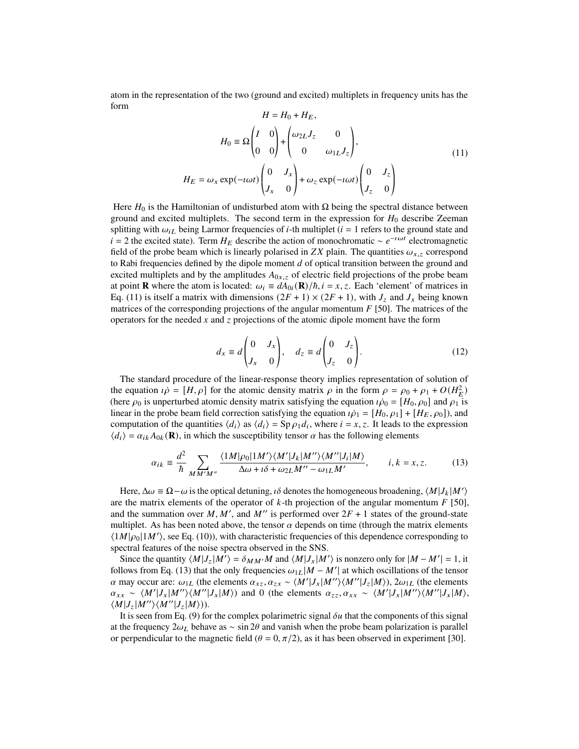atom in the representation of the two (ground and excited) multiplets in frequency units has the form

$$
\begin{aligned}
H &= H_0 + H_E, \\
H_0 &\equiv \Omega \begin{pmatrix} I & 0 \\ 0 & 0 \end{pmatrix} + \begin{pmatrix} \omega_{2L} J_z & 0 \\ 0 & \omega_{1L} J_z \end{pmatrix}, \\
H_E &= \omega_x \exp(-\imath \omega t) \begin{pmatrix} 0 & J_x \\ J_x & 0 \end{pmatrix} + \omega_z \exp(-\imath \omega t) \begin{pmatrix} 0 & J_z \\ J_z & 0 \end{pmatrix}
\end{aligned}
\tag{11}
$$

Here $H_0$ is the Hamiltonian of undisturbed atom with $\Omega$ being the spectral distance between ground and excited multiplets. The second term in the expression for $H_0$ describe Zeeman splitting with $\omega_{iL}$ being Larmor frequencies of $i$-th multiplet ($i = 1$ refers to the ground state and $i = 2$ the excited state). Term $H_E$ describe the action of monochromatic $\sim e^{-\imath \omega t}$ electromagnetic field of the probe beam which is linearly polarised in $ZX$ plain. The quantities $\omega_{x,z}$ correspond to Rabi frequencies defined by the dipole moment $d$ of optical transition between the ground and excited multiplets and by the amplitudes $A_{0x,z}$ of electric field projections of the probe beam at point $\mathbf{R}$ where the atom is located: $\omega_i \equiv dA_{0i}(\mathbf{R})/\hbar, i = x, z$. Each 'element' of matrices in Eq. (11) is itself a matrix with dimensions $(2F+1) \times (2F+1)$, with $J_z$ and $J_x$ being known matrices of the corresponding projections of the angular momentum $F$ [50]. The matrices of the operators for the needed $x$ and $z$ projections of the atomic dipole moment have the form

$$
d_x \equiv d \begin{pmatrix} 0 & J_x \\ J_x & 0 \end{pmatrix}, \quad d_z \equiv d \begin{pmatrix} 0 & J_z \\ J_z & 0 \end{pmatrix}. \tag{12}
$$

The standard procedure of the linear-response theory implies representation of solution of the equation $\imath \dot{\rho} = [H, \rho]$ for the atomic density matrix $\rho$ in the form $\rho = \rho_0 + \rho_1 + O(H_E^2)$ (here $\rho_0$ is unperturbed atomic density matrix satisfying the equation $\imath \dot{\rho}_0 = [H_0, \rho_0]$ and $\rho_1$ is linear in the probe beam field correction satisfying the equation $\imath \dot{\rho}_1 = [H_0, \rho_1] + [H_E, \rho_0]$), and computation of the quantities $\langle d_i \rangle$ as $\langle d_i \rangle = \mathrm{Sp}\, \rho_1 d_i$, where $i = x, z$. It leads to the expression $\langle d_i \rangle = \alpha_{ik} A_{0k}(\mathbf{R})$, in which the susceptibility tensor $\alpha$ has the following elements

$$
\alpha_{ik} \equiv \frac{d^2}{\hbar} \sum_{MM'M''} \frac{\langle 1M|\rho_0|1M'\rangle \langle M'|J_k|M''\rangle \langle M''|J_i|M\rangle}{\Delta\omega + \imath\delta + \omega_{2L} M'' - \omega_{1L} M'}, \qquad i, k = x, z. \tag{13}
$$

Here, $\Delta\omega \equiv \Omega - \omega$ is the optical detuning, $\imath\delta$ denotes the homogeneous broadening, $\langle M|J_k|M'\rangle$ are the matrix elements of the operator of $k$-th projection of the angular momentum $F$ [50], and the summation over $M, M'$, and $M''$ is performed over $2F + 1$ states of the ground-state multiplet. As has been noted above, the tensor $\alpha$ depends on time (through the matrix elements $\langle 1M|\rho_0|1M'\rangle$, see Eq. (10)), with characteristic frequencies of this dependence corresponding to spectral features of the noise spectra observed in the SNS.

Since the quantity $\langle M|J_z|M'\rangle = \delta_{MM'} M$ and $\langle M|J_x|M'\rangle$ is nonzero only for $|M - M'| = 1$, it follows from Eq. (13) that the only frequencies $\omega_{1L}|M - M'|$ at which oscillations of the tensor $\alpha$ may occur are: $\omega_{1L}$ (the elements $\alpha_{xz}, \alpha_{zx} \sim \langle M'|J_x|M''\rangle\langle M''|J_z|M\rangle$), $2\omega_{1L}$ (the elements $\alpha_{xx} \sim \langle M'|J_x|M''\rangle\langle M''|J_x|M\rangle$) and 0 (the elements $\alpha_{zz}, \alpha_{xx} \sim \langle M'|J_x|M''\rangle\langle M''|J_x|M\rangle$, $\langle M|J_z|M''\rangle\langle M''|J_z|M\rangle$)).

It is seen from Eq. (9) for the complex polarimetric signal $\delta u$ that the components of this signal at the frequency $2\omega_L$ behave as $\sim \sin 2\theta$ and vanish when the probe beam polarization is parallel or perpendicular to the magnetic field ($\theta = 0, \pi/2$), as it has been observed in experiment [30].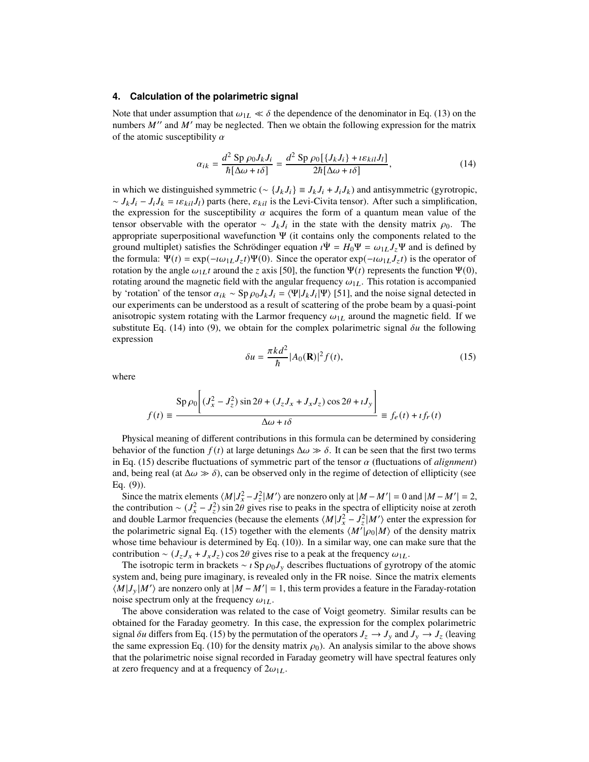## 4. Calculation of the polarimetric signal

Note that under assumption that $\omega_{1L} \ll \delta$ the dependence of the denominator in Eq. (13) on the numbers $M''$ and $M'$ may be neglected. Then we obtain the following expression for the matrix of the atomic susceptibility $\alpha$

$$\alpha_{ik} = \frac{d^2 \,\mathrm{Sp}\, \rho_0 J_k J_i}{\hbar[\Delta\omega + \imath\delta]} = \frac{d^2 \,\mathrm{Sp}\, \rho_0[\{J_k J_i\} + \imath\varepsilon_{kil} J_l]}{2\hbar[\Delta\omega + \imath\delta]}, \tag{14}$$

in which we distinguished symmetric ($\sim \{J_k J_i\} \equiv J_k J_i + J_i J_k$) and antisymmetric (gyrotropic, $\sim J_k J_i - J_i J_k = \imath\varepsilon_{kil} J_l$) parts (here, $\varepsilon_{kil}$ is the Levi-Civita tensor). After such a simplification, the expression for the susceptibility $\alpha$ acquires the form of a quantum mean value of the tensor observable with the operator $\sim J_k J_i$ in the state with the density matrix $\rho_0$. The appropriate superpositional wavefunction $\Psi$ (it contains only the components related to the ground multiplet) satisfies the Schrödinger equation $\imath\dot{\Psi} = H_0\Psi = \omega_{1L} J_z \Psi$ and is defined by the formula: $\Psi(t) = \exp(-\imath\omega_{1L} J_z t)\Psi(0)$. Since the operator $\exp(-\imath\omega_{1L} J_z t)$ is the operator of rotation by the angle $\omega_{1L} t$ around the $z$ axis [50], the function $\Psi(t)$ represents the function $\Psi(0)$, rotating around the magnetic field with the angular frequency $\omega_{1L}$. This rotation is accompanied by 'rotation' of the tensor $\alpha_{ik} \sim \mathrm{Sp}\, \rho_0 J_k J_i = \langle\Psi|J_k J_i|\Psi\rangle$ [51], and the noise signal detected in our experiments can be understood as a result of scattering of the probe beam by a quasi-point anisotropic system rotating with the Larmor frequency $\omega_{1L}$ around the magnetic field. If we substitute Eq. (14) into (9), we obtain for the complex polarimetric signal $\delta u$ the following expression

$$\delta u = \frac{\pi k d^2}{\hbar} |A_0(\mathbf{R})|^2 f(t), \tag{15}$$

where

$$f(t) \equiv \frac{\mathrm{Sp}\, \rho_0 \left[ (J_x^2 - J_z^2)\sin 2\theta + (J_z J_x + J_x J_z)\cos 2\theta + \imath J_y \right]}{\Delta\omega + \imath\delta} \equiv f_e(t) + \imath f_r(t)$$

Physical meaning of different contributions in this formula can be determined by considering behavior of the function $f(t)$ at large detunings $\Delta\omega \gg \delta$. It can be seen that the first two terms in Eq. (15) describe fluctuations of symmetric part of the tensor $\alpha$ (fluctuations of *alignment*) and, being real (at $\Delta\omega \gg \delta$), can be observed only in the regime of detection of ellipticity (see Eq. (9)).

Since the matrix elements $\langle M|J_x^2 - J_z^2|M'\rangle$ are nonzero only at $|M - M'| = 0$ and $|M - M'| = 2$, the contribution $\sim (J_x^2 - J_z^2)\sin 2\theta$ gives rise to peaks in the spectra of ellipticity noise at zeroth and double Larmor frequencies (because the elements $\langle M|J_x^2 - J_z^2|M'\rangle$ enter the expression for the polarimetric signal Eq. (15) together with the elements $\langle M'|\rho_0|M\rangle$ of the density matrix whose time behaviour is determined by Eq. (10)). In a similar way, one can make sure that the contribution $\sim (J_z J_x + J_x J_z)\cos 2\theta$ gives rise to a peak at the frequency $\omega_{1L}$.

The isotropic term in brackets $\sim \imath\, \mathrm{Sp}\, \rho_0 J_y$ describes fluctuations of gyrotropy of the atomic system and, being pure imaginary, is revealed only in the FR noise. Since the matrix elements $\langle M|J_y|M'\rangle$ are nonzero only at $|M - M'| = 1$, this term provides a feature in the Faraday-rotation noise spectrum only at the frequency $\omega_{1L}$.

The above consideration was related to the case of Voigt geometry. Similar results can be obtained for the Faraday geometry. In this case, the expression for the complex polarimetric signal $\delta u$ differs from Eq. (15) by the permutation of the operators $J_z \to J_y$ and $J_y \to J_z$ (leaving the same expression Eq. (10) for the density matrix $\rho_0$). An analysis similar to the above shows that the polarimetric noise signal recorded in Faraday geometry will have spectral features only at zero frequency and at a frequency of $2\omega_{1L}$.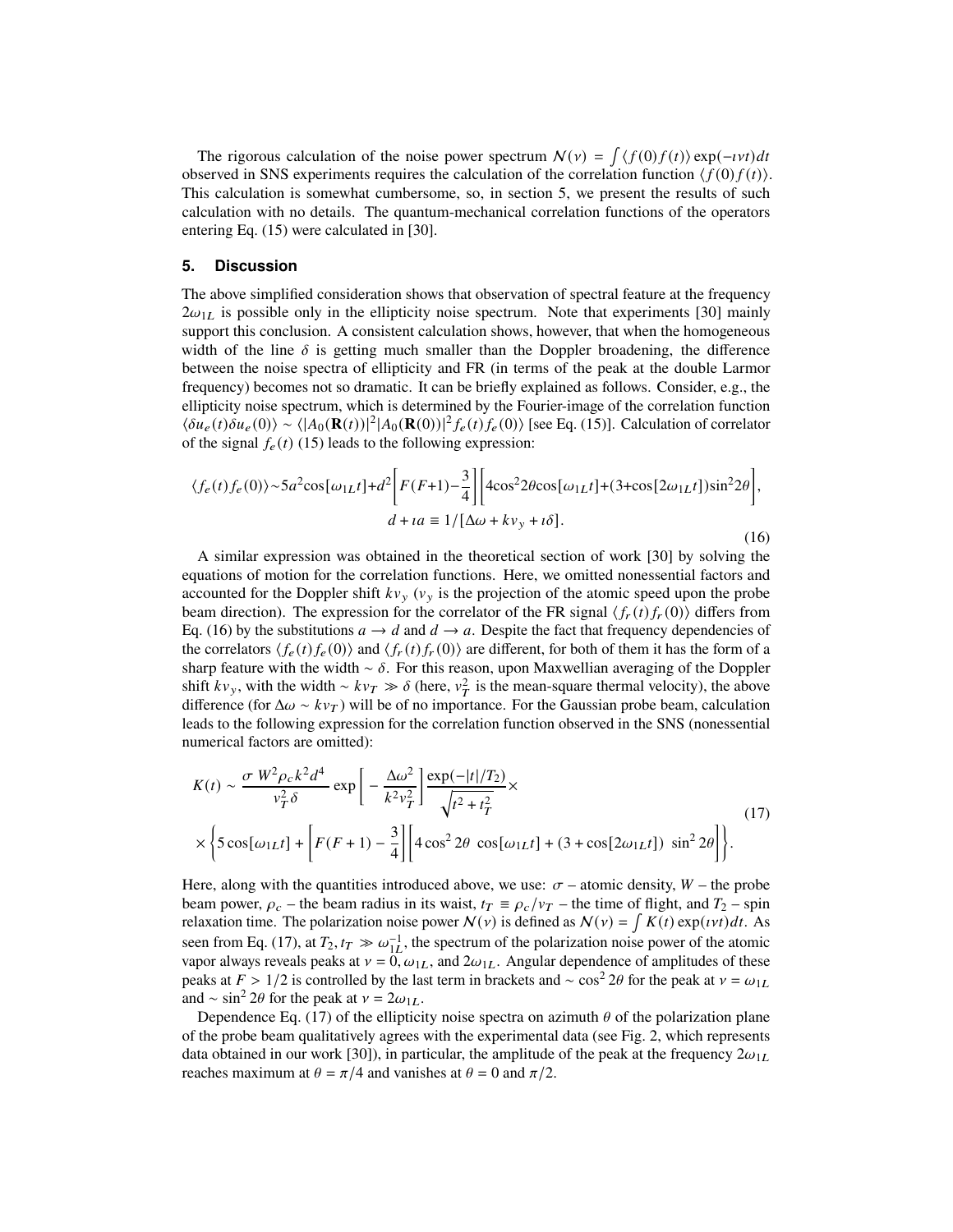The rigorous calculation of the noise power spectrum $\mathcal{N}(\nu) = \int \langle f(0)f(t)\rangle \exp(-\imath\nu t)dt$ observed in SNS experiments requires the calculation of the correlation function $\langle f(0)f(t)\rangle$. This calculation is somewhat cumbersome, so, in section 5, we present the results of such calculation with no details. The quantum-mechanical correlation functions of the operators entering Eq. (15) were calculated in [30].

## 5. Discussion

The above simplified consideration shows that observation of spectral feature at the frequency $2\omega_{1L}$ is possible only in the ellipticity noise spectrum. Note that experiments [30] mainly support this conclusion. A consistent calculation shows, however, that when the homogeneous width of the line $\delta$ is getting much smaller than the Doppler broadening, the difference between the noise spectra of ellipticity and FR (in terms of the peak at the double Larmor frequency) becomes not so dramatic. It can be briefly explained as follows. Consider, e.g., the ellipticity noise spectrum, which is determined by the Fourier-image of the correlation function $\langle \delta u_e(t)\delta u_e(0)\rangle \sim \langle |A_0(\mathbf{R}(t))|^2 |A_0(\mathbf{R}(0))|^2 f_e(t) f_e(0)\rangle$ [see Eq. (15)]. Calculation of correlator of the signal $f_e(t)$ (15) leads to the following expression:

$$
\langle f_e(t)f_e(0)\rangle \sim 5a^2\cos[\omega_{1L}t] + d^2\left[F(F+1) - \frac{3}{4}\right]\left[4\cos^2 2\theta\cos[\omega_{1L}t] + (3+\cos[2\omega_{1L}t])\sin^2 2\theta\right],
$$
$$
d + \imath a \equiv 1/[\Delta\omega + kv_y + \imath\delta]. \tag{16}
$$

A similar expression was obtained in the theoretical section of work [30] by solving the equations of motion for the correlation functions. Here, we omitted nonessential factors and accounted for the Doppler shift $kv_y$ ($v_y$ is the projection of the atomic speed upon the probe beam direction). The expression for the correlator of the FR signal $\langle f_r(t)f_r(0)\rangle$ differs from Eq. (16) by the substitutions $a \to d$ and $d \to a$. Despite the fact that frequency dependencies of the correlators $\langle f_e(t)f_e(0)\rangle$ and $\langle f_r(t)f_r(0)\rangle$ are different, for both of them it has the form of a sharp feature with the width $\sim \delta$. For this reason, upon Maxwellian averaging of the Doppler shift $kv_y$, with the width $\sim kv_T \gg \delta$ (here, $v_T^2$ is the mean-square thermal velocity), the above difference (for $\Delta\omega \sim kv_T$) will be of no importance. For the Gaussian probe beam, calculation leads to the following expression for the correlation function observed in the SNS (nonessential numerical factors are omitted):

$$
K(t) \sim \frac{\sigma\, W^2 \rho_c k^2 d^4}{v_T^2 \delta} \exp\left[-\frac{\Delta\omega^2}{k^2 v_T^2}\right] \frac{\exp(-|t|/T_2)}{\sqrt{t^2 + t_T^2}} \times
$$
$$
\times \left\{5\cos[\omega_{1L}t] + \left[F(F+1) - \frac{3}{4}\right]\left[4\cos^2 2\theta\ \cos[\omega_{1L}t] + (3 + \cos[2\omega_{1L}t])\ \sin^2 2\theta\right]\right\}. \tag{17}
$$

Here, along with the quantities introduced above, we use: $\sigma$ – atomic density, $W$ – the probe beam power, $\rho_c$ – the beam radius in its waist, $t_T \equiv \rho_c/v_T$ – the time of flight, and $T_2$ – spin relaxation time. The polarization noise power $\mathcal{N}(\nu)$ is defined as $\mathcal{N}(\nu) = \int K(t)\exp(\imath\nu t)dt$. As seen from Eq. (17), at $T_2, t_T \gg \omega_{1L}^{-1}$, the spectrum of the polarization noise power of the atomic vapor always reveals peaks at $\nu = 0, \omega_{1L}$, and $2\omega_{1L}$. Angular dependence of amplitudes of these peaks at $F > 1/2$ is controlled by the last term in brackets and $\sim \cos^2 2\theta$ for the peak at $\nu = \omega_{1L}$ and $\sim \sin^2 2\theta$ for the peak at $\nu = 2\omega_{1L}$.

Dependence Eq. (17) of the ellipticity noise spectra on azimuth $\theta$ of the polarization plane of the probe beam qualitatively agrees with the experimental data (see Fig. 2, which represents data obtained in our work [30]), in particular, the amplitude of the peak at the frequency $2\omega_{1L}$ reaches maximum at $\theta = \pi/4$ and vanishes at $\theta = 0$ and $\pi/2$.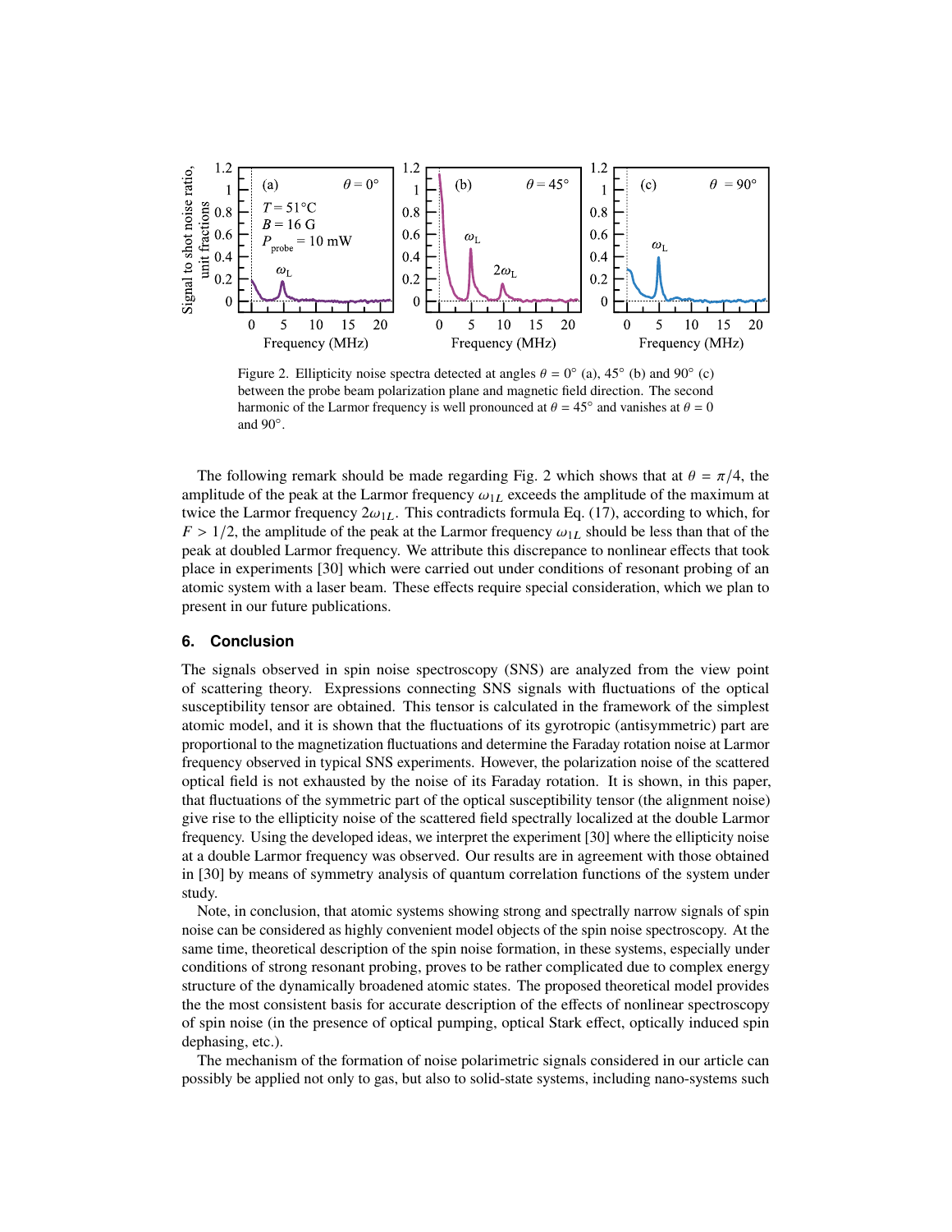Figure 2. Ellipticity noise spectra detected at angles $\theta = 0°$ (a), $45°$ (b) and $90°$ (c) between the probe beam polarization plane and magnetic field direction. The second harmonic of the Larmor frequency is well pronounced at $\theta = 45°$ and vanishes at $\theta = 0$ and $90°$.

The following remark should be made regarding Fig. 2 which shows that at $\theta = \pi/4$, the amplitude of the peak at the Larmor frequency $\omega_{1L}$ exceeds the amplitude of the maximum at twice the Larmor frequency $2\omega_{1L}$. This contradicts formula Eq. (17), according to which, for $F > 1/2$, the amplitude of the peak at the Larmor frequency $\omega_{1L}$ should be less than that of the peak at doubled Larmor frequency. We attribute this discrepance to nonlinear effects that took place in experiments [30] which were carried out under conditions of resonant probing of an atomic system with a laser beam. These effects require special consideration, which we plan to present in our future publications.

## 6. Conclusion

The signals observed in spin noise spectroscopy (SNS) are analyzed from the view point of scattering theory. Expressions connecting SNS signals with fluctuations of the optical susceptibility tensor are obtained. This tensor is calculated in the framework of the simplest atomic model, and it is shown that the fluctuations of its gyrotropic (antisymmetric) part are proportional to the magnetization fluctuations and determine the Faraday rotation noise at Larmor frequency observed in typical SNS experiments. However, the polarization noise of the scattered optical field is not exhausted by the noise of its Faraday rotation. It is shown, in this paper, that fluctuations of the symmetric part of the optical susceptibility tensor (the alignment noise) give rise to the ellipticity noise of the scattered field spectrally localized at the double Larmor frequency. Using the developed ideas, we interpret the experiment [30] where the ellipticity noise at a double Larmor frequency was observed. Our results are in agreement with those obtained in [30] by means of symmetry analysis of quantum correlation functions of the system under study.

Note, in conclusion, that atomic systems showing strong and spectrally narrow signals of spin noise can be considered as highly convenient model objects of the spin noise spectroscopy. At the same time, theoretical description of the spin noise formation, in these systems, especially under conditions of strong resonant probing, proves to be rather complicated due to complex energy structure of the dynamically broadened atomic states. The proposed theoretical model provides the the most consistent basis for accurate description of the effects of nonlinear spectroscopy of spin noise (in the presence of optical pumping, optical Stark effect, optically induced spin dephasing, etc.).

The mechanism of the formation of noise polarimetric signals considered in our article can possibly be applied not only to gas, but also to solid-state systems, including nano-systems such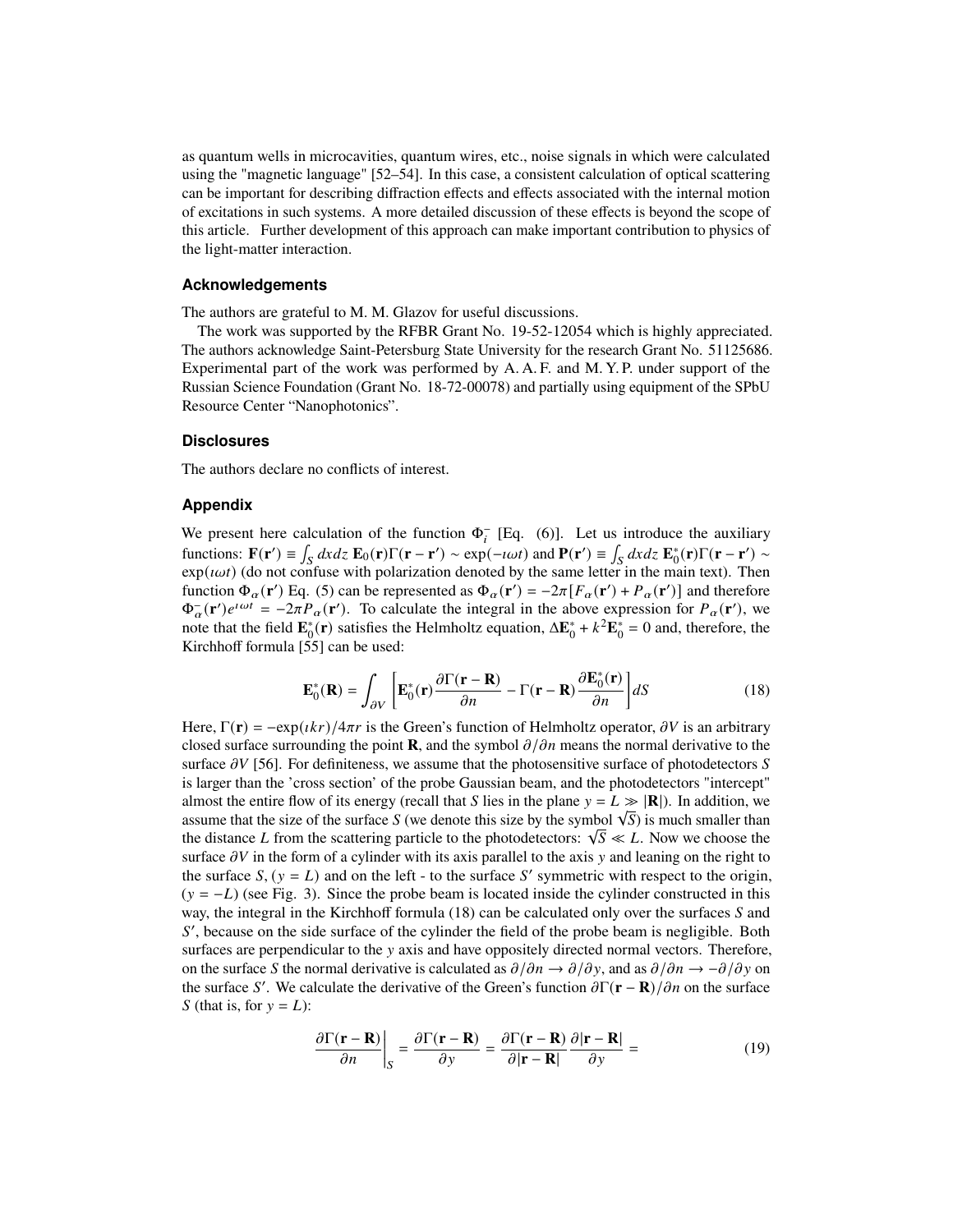as quantum wells in microcavities, quantum wires, etc., noise signals in which were calculated using the "magnetic language" [52–54]. In this case, a consistent calculation of optical scattering can be important for describing diffraction effects and effects associated with the internal motion of excitations in such systems. A more detailed discussion of these effects is beyond the scope of this article. Further development of this approach can make important contribution to physics of the light-matter interaction.

### Acknowledgements

The authors are grateful to M. M. Glazov for useful discussions.

The work was supported by the RFBR Grant No. 19-52-12054 which is highly appreciated. The authors acknowledge Saint-Petersburg State University for the research Grant No. 51125686. Experimental part of the work was performed by A. A. F. and M. Y. P. under support of the Russian Science Foundation (Grant No. 18-72-00078) and partially using equipment of the SPbU Resource Center “Nanophotonics”.

### Disclosures

The authors declare no conflicts of interest.

### Appendix

We present here calculation of the function $\Phi_i^-$ [Eq. (6)]. Let us introduce the auxiliary functions: $\mathbf{F}(\mathbf{r}') \equiv \int_S dxdz\, \mathbf{E}_0(\mathbf{r})\Gamma(\mathbf{r}-\mathbf{r}') \sim \exp(-\imath\omega t)$ and $\mathbf{P}(\mathbf{r}') \equiv \int_S dxdz\, \mathbf{E}_0^*(\mathbf{r})\Gamma(\mathbf{r}-\mathbf{r}') \sim \exp(\imath\omega t)$ (do not confuse with polarization denoted by the same letter in the main text). Then function $\Phi_\alpha(\mathbf{r}')$ Eq. (5) can be represented as $\Phi_\alpha(\mathbf{r}') = -2\pi[F_\alpha(\mathbf{r}') + P_\alpha(\mathbf{r}')]$ and therefore $\Phi_\alpha^-(\mathbf{r}')e^{\imath\omega t} = -2\pi P_\alpha(\mathbf{r}')$. To calculate the integral in the above expression for $P_\alpha(\mathbf{r}')$, we note that the field $\mathbf{E}_0^*(\mathbf{r})$ satisfies the Helmholtz equation, $\Delta\mathbf{E}_0^* + k^2\mathbf{E}_0^* = 0$ and, therefore, the Kirchhoff formula [55] can be used:

$$\mathbf{E}_0^*(\mathbf{R}) = \int_{\partial V}\left[\mathbf{E}_0^*(\mathbf{r})\frac{\partial\Gamma(\mathbf{r}-\mathbf{R})}{\partial n} - \Gamma(\mathbf{r}-\mathbf{R})\frac{\partial\mathbf{E}_0^*(\mathbf{r})}{\partial n}\right]dS \tag{18}$$

Here, $\Gamma(\mathbf{r}) = -\exp(\imath kr)/4\pi r$ is the Green's function of Helmholtz operator, $\partial V$ is an arbitrary closed surface surrounding the point $\mathbf{R}$, and the symbol $\partial/\partial n$ means the normal derivative to the surface $\partial V$ [56]. For definiteness, we assume that the photosensitive surface of photodetectors $S$ is larger than the 'cross section' of the probe Gaussian beam, and the photodetectors "intercept" almost the entire flow of its energy (recall that $S$ lies in the plane $y = L \gg |\mathbf{R}|$). In addition, we assume that the size of the surface $S$ (we denote this size by the symbol $\sqrt{S}$) is much smaller than the distance $L$ from the scattering particle to the photodetectors: $\sqrt{S} \ll L$. Now we choose the surface $\partial V$ in the form of a cylinder with its axis parallel to the axis $y$ and leaning on the right to the surface $S$, $(y = L)$ and on the left - to the surface $S'$ symmetric with respect to the origin, $(y = -L)$ (see Fig. 3). Since the probe beam is located inside the cylinder constructed in this way, the integral in the Kirchhoff formula (18) can be calculated only over the surfaces $S$ and $S'$, because on the side surface of the cylinder the field of the probe beam is negligible. Both surfaces are perpendicular to the $y$ axis and have oppositely directed normal vectors. Therefore, on the surface $S$ the normal derivative is calculated as $\partial/\partial n \to \partial/\partial y$, and as $\partial/\partial n \to -\partial/\partial y$ on the surface $S'$. We calculate the derivative of the Green's function $\partial\Gamma(\mathbf{r}-\mathbf{R})/\partial n$ on the surface $S$ (that is, for $y = L$):

$$\left.\frac{\partial\Gamma(\mathbf{r}-\mathbf{R})}{\partial n}\right|_S = \frac{\partial\Gamma(\mathbf{r}-\mathbf{R})}{\partial y} = \frac{\partial\Gamma(\mathbf{r}-\mathbf{R})}{\partial|\mathbf{r}-\mathbf{R}|}\frac{\partial|\mathbf{r}-\mathbf{R}|}{\partial y} = \tag{19}$$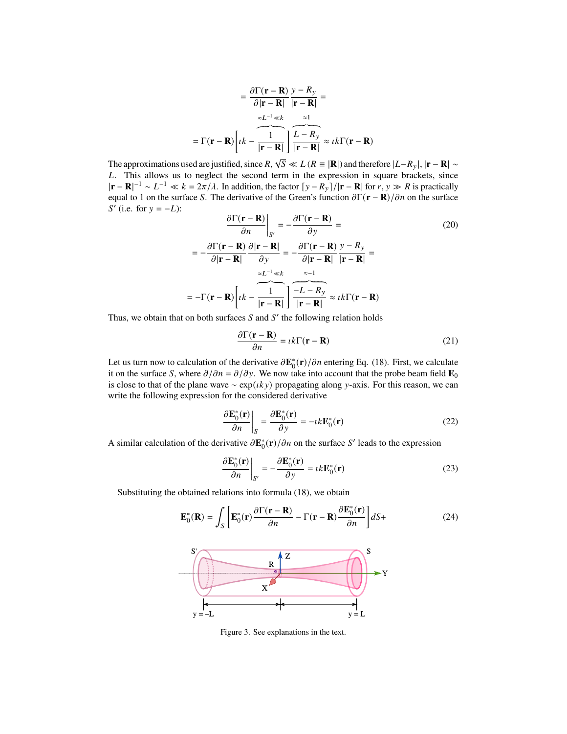$$= \frac{\partial \Gamma(\mathbf{r}-\mathbf{R})}{\partial |\mathbf{r}-\mathbf{R}|} \frac{y-R_y}{|\mathbf{r}-\mathbf{R}|} =$$

$$= \Gamma(\mathbf{r}-\mathbf{R}) \left[ \imath k - \overbrace{\frac{1}{|\mathbf{r}-\mathbf{R}|}}^{\approx L^{-1} \ll k} \right] \overbrace{\frac{L-R_y}{|\mathbf{r}-\mathbf{R}|}}^{\approx 1} \approx \imath k \Gamma(\mathbf{r}-\mathbf{R})$$

The approximations used are justified, since $R, \sqrt{S} \ll L$ ($R \equiv |\mathbf{R}|$) and therefore $|L-R_y|, |\mathbf{r}-\mathbf{R}| \sim L$. This allows us to neglect the second term in the expression in square brackets, since $|\mathbf{r}-\mathbf{R}|^{-1} \sim L^{-1} \ll k = 2\pi/\lambda$. In addition, the factor $[y-R_y]/|\mathbf{r}-\mathbf{R}|$ for $r, y \gg R$ is practically equal to 1 on the surface $S$. The derivative of the Green's function $\partial\Gamma(\mathbf{r}-\mathbf{R})/\partial n$ on the surface $S'$ (i.e. for $y = -L$):

$$\left. \frac{\partial \Gamma(\mathbf{r}-\mathbf{R})}{\partial n} \right|_{S'} = -\frac{\partial \Gamma(\mathbf{r}-\mathbf{R})}{\partial y} = \tag{20}$$

$$= -\frac{\partial \Gamma(\mathbf{r}-\mathbf{R})}{\partial |\mathbf{r}-\mathbf{R}|} \frac{\partial |\mathbf{r}-\mathbf{R}|}{\partial y} = -\frac{\partial \Gamma(\mathbf{r}-\mathbf{R})}{\partial |\mathbf{r}-\mathbf{R}|} \frac{y-R_y}{|\mathbf{r}-\mathbf{R}|} =$$

$$= -\Gamma(\mathbf{r}-\mathbf{R}) \left[ \imath k - \overbrace{\frac{1}{|\mathbf{r}-\mathbf{R}|}}^{\approx L^{-1} \ll k} \right] \overbrace{\frac{-L-R_y}{|\mathbf{r}-\mathbf{R}|}}^{\approx -1} \approx \imath k \Gamma(\mathbf{r}-\mathbf{R})$$

Thus, we obtain that on both surfaces $S$ and $S'$ the following relation holds

$$\frac{\partial \Gamma(\mathbf{r}-\mathbf{R})}{\partial n} = \imath k \Gamma(\mathbf{r}-\mathbf{R}) \tag{21}$$

Let us turn now to calculation of the derivative $\partial \mathbf{E}_0^*(\mathbf{r})/\partial n$ entering Eq. (18). First, we calculate it on the surface $S$, where $\partial/\partial n = \partial/\partial y$. We now take into account that the probe beam field $\mathbf{E}_0$ is close to that of the plane wave $\sim \exp(\imath k y)$ propagating along $y$-axis. For this reason, we can write the following expression for the considered derivative

$$\left. \frac{\partial \mathbf{E}_0^*(\mathbf{r})}{\partial n} \right|_S = \frac{\partial \mathbf{E}_0^*(\mathbf{r})}{\partial y} = -\imath k \mathbf{E}_0^*(\mathbf{r}) \tag{22}$$

A similar calculation of the derivative $\partial \mathbf{E}_0^*(\mathbf{r})/\partial n$ on the surface $S'$ leads to the expression

$$\left. \frac{\partial \mathbf{E}_0^*(\mathbf{r})}{\partial n} \right|_{S'} = -\frac{\partial \mathbf{E}_0^*(\mathbf{r})}{\partial y} = \imath k \mathbf{E}_0^*(\mathbf{r}) \tag{23}$$

Substituting the obtained relations into formula (18), we obtain

$$\mathbf{E}_0^*(\mathbf{R}) = \int_S \left[ \mathbf{E}_0^*(\mathbf{r}) \frac{\partial \Gamma(\mathbf{r}-\mathbf{R})}{\partial n} - \Gamma(\mathbf{r}-\mathbf{R}) \frac{\partial \mathbf{E}_0^*(\mathbf{r})}{\partial n} \right] dS + \tag{24}$$

Figure 3. See explanations in the text.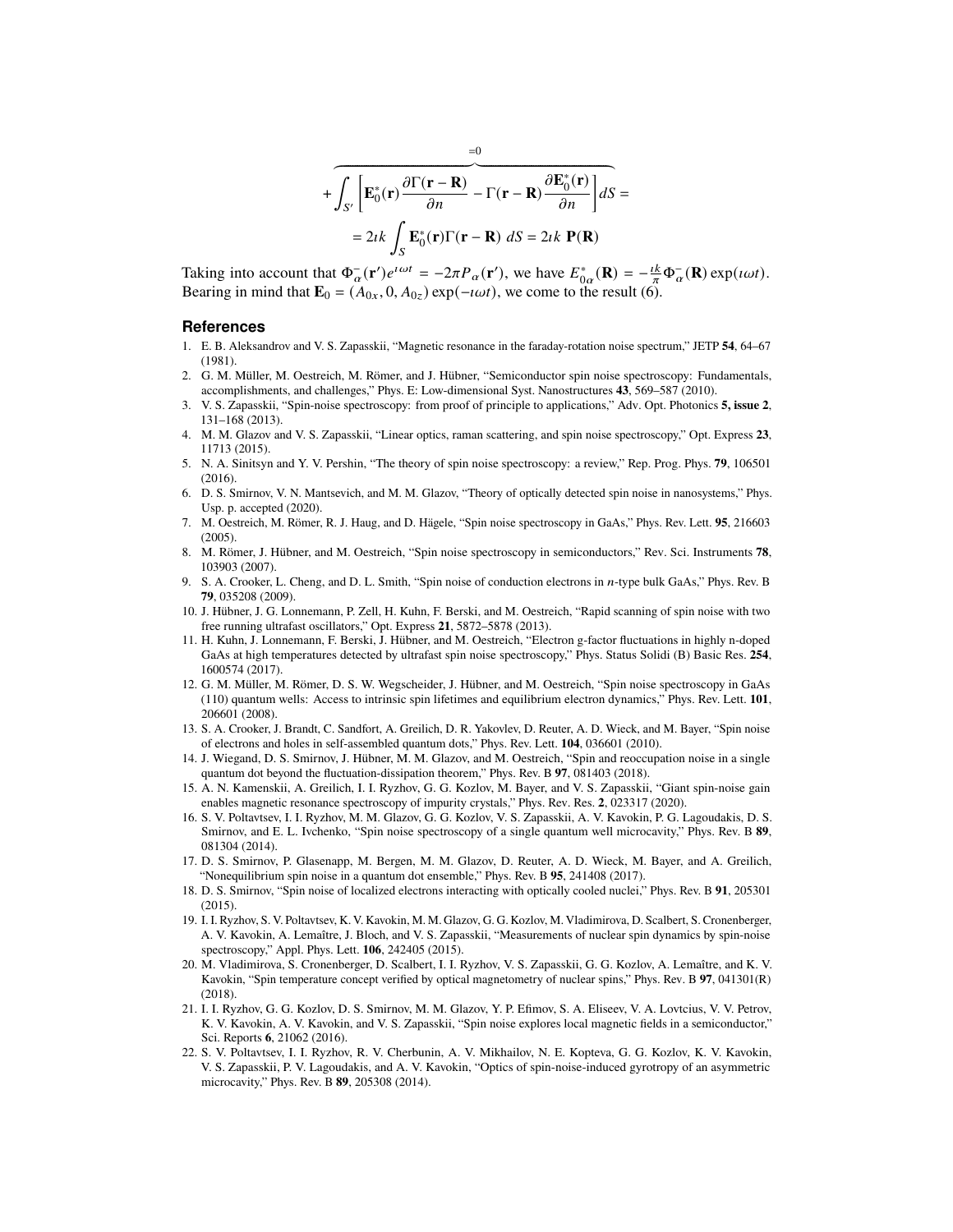$$
+\overbrace{\int_{S'}\left[\mathbf{E}_0^*(\mathbf{r})\frac{\partial\Gamma(\mathbf{r}-\mathbf{R})}{\partial n}-\Gamma(\mathbf{r}-\mathbf{R})\frac{\partial\mathbf{E}_0^*(\mathbf{r})}{\partial n}\right]dS}^{=0} =
$$

$$
= 2\imath k\int_S \mathbf{E}_0^*(\mathbf{r})\Gamma(\mathbf{r}-\mathbf{R})\ dS = 2\imath k\ \mathbf{P}(\mathbf{R})
$$

Taking into account that $\Phi_\alpha^-(\mathbf{r}')e^{\imath\omega t} = -2\pi P_\alpha(\mathbf{r}')$, we have $E_{0\alpha}^*(\mathbf{R}) = -\frac{\imath k}{\pi}\Phi_\alpha^-(\mathbf{R})\exp(\imath\omega t)$. Bearing in mind that $\mathbf{E}_0 = (A_{0x}, 0, A_{0z})\exp(-\imath\omega t)$, we come to the result (6).

## References

1. E. B. Aleksandrov and V. S. Zapasskii, "Magnetic resonance in the faraday-rotation noise spectrum," JETP **54**, 64–67 (1981).
2. G. M. Müller, M. Oestreich, M. Römer, and J. Hübner, "Semiconductor spin noise spectroscopy: Fundamentals, accomplishments, and challenges," Phys. E: Low-dimensional Syst. Nanostructures **43**, 569–587 (2010).
3. V. S. Zapasskii, "Spin-noise spectroscopy: from proof of principle to applications," Adv. Opt. Photonics **5, issue 2**, 131–168 (2013).
4. M. M. Glazov and V. S. Zapasskii, "Linear optics, raman scattering, and spin noise spectroscopy," Opt. Express **23**, 11713 (2015).
5. N. A. Sinitsyn and Y. V. Pershin, "The theory of spin noise spectroscopy: a review," Rep. Prog. Phys. **79**, 106501 (2016).
6. D. S. Smirnov, V. N. Mantsevich, and M. M. Glazov, "Theory of optically detected spin noise in nanosystems," Phys. Usp. p. accepted (2020).
7. M. Oestreich, M. Römer, R. J. Haug, and D. Hägele, "Spin noise spectroscopy in GaAs," Phys. Rev. Lett. **95**, 216603 (2005).
8. M. Römer, J. Hübner, and M. Oestreich, "Spin noise spectroscopy in semiconductors," Rev. Sci. Instruments **78**, 103903 (2007).
9. S. A. Crooker, L. Cheng, and D. L. Smith, "Spin noise of conduction electrons in *n*-type bulk GaAs," Phys. Rev. B **79**, 035208 (2009).
10. J. Hübner, J. G. Lonnemann, P. Zell, H. Kuhn, F. Berski, and M. Oestreich, "Rapid scanning of spin noise with two free running ultrafast oscillators," Opt. Express **21**, 5872–5878 (2013).
11. H. Kuhn, J. Lonnemann, F. Berski, J. Hübner, and M. Oestreich, "Electron g-factor fluctuations in highly n-doped GaAs at high temperatures detected by ultrafast spin noise spectroscopy," Phys. Status Solidi (B) Basic Res. **254**, 1600574 (2017).
12. G. M. Müller, M. Römer, D. S. W. Wegscheider, J. Hübner, and M. Oestreich, "Spin noise spectroscopy in GaAs (110) quantum wells: Access to intrinsic spin lifetimes and equilibrium electron dynamics," Phys. Rev. Lett. **101**, 206601 (2008).
13. S. A. Crooker, J. Brandt, C. Sandfort, A. Greilich, D. R. Yakovlev, D. Reuter, A. D. Wieck, and M. Bayer, "Spin noise of electrons and holes in self-assembled quantum dots," Phys. Rev. Lett. **104**, 036601 (2010).
14. J. Wiegand, D. S. Smirnov, J. Hübner, M. M. Glazov, and M. Oestreich, "Spin and reoccupation noise in a single quantum dot beyond the fluctuation-dissipation theorem," Phys. Rev. B **97**, 081403 (2018).
15. A. N. Kamenskii, A. Greilich, I. I. Ryzhov, G. G. Kozlov, M. Bayer, and V. S. Zapasskii, "Giant spin-noise gain enables magnetic resonance spectroscopy of impurity crystals," Phys. Rev. Res. **2**, 023317 (2020).
16. S. V. Poltavtsev, I. I. Ryzhov, M. M. Glazov, G. G. Kozlov, V. S. Zapasskii, A. V. Kavokin, P. G. Lagoudakis, D. S. Smirnov, and E. L. Ivchenko, "Spin noise spectroscopy of a single quantum well microcavity," Phys. Rev. B **89**, 081304 (2014).
17. D. S. Smirnov, P. Glasenapp, M. Bergen, M. M. Glazov, D. Reuter, A. D. Wieck, M. Bayer, and A. Greilich, "Nonequilibrium spin noise in a quantum dot ensemble," Phys. Rev. B **95**, 241408 (2017).
18. D. S. Smirnov, "Spin noise of localized electrons interacting with optically cooled nuclei," Phys. Rev. B **91**, 205301 (2015).
19. I. I. Ryzhov, S. V. Poltavtsev, K. V. Kavokin, M. M. Glazov, G. G. Kozlov, M. Vladimirova, D. Scalbert, S. Cronenberger, A. V. Kavokin, A. Lemaître, J. Bloch, and V. S. Zapasskii, "Measurements of nuclear spin dynamics by spin-noise spectroscopy," Appl. Phys. Lett. **106**, 242405 (2015).
20. M. Vladimirova, S. Cronenberger, D. Scalbert, I. I. Ryzhov, V. S. Zapasskii, G. G. Kozlov, A. Lemaître, and K. V. Kavokin, "Spin temperature concept verified by optical magnetometry of nuclear spins," Phys. Rev. B **97**, 041301(R) (2018).
21. I. I. Ryzhov, G. G. Kozlov, D. S. Smirnov, M. M. Glazov, Y. P. Efimov, S. A. Eliseev, V. A. Lovtcius, V. V. Petrov, K. V. Kavokin, A. V. Kavokin, and V. S. Zapasskii, "Spin noise explores local magnetic fields in a semiconductor," Sci. Reports **6**, 21062 (2016).
22. S. V. Poltavtsev, I. I. Ryzhov, R. V. Cherbunin, A. V. Mikhailov, N. E. Kopteva, G. G. Kozlov, K. V. Kavokin, V. S. Zapasskii, P. V. Lagoudakis, and A. V. Kavokin, "Optics of spin-noise-induced gyrotropy of an asymmetric microcavity," Phys. Rev. B **89**, 205308 (2014).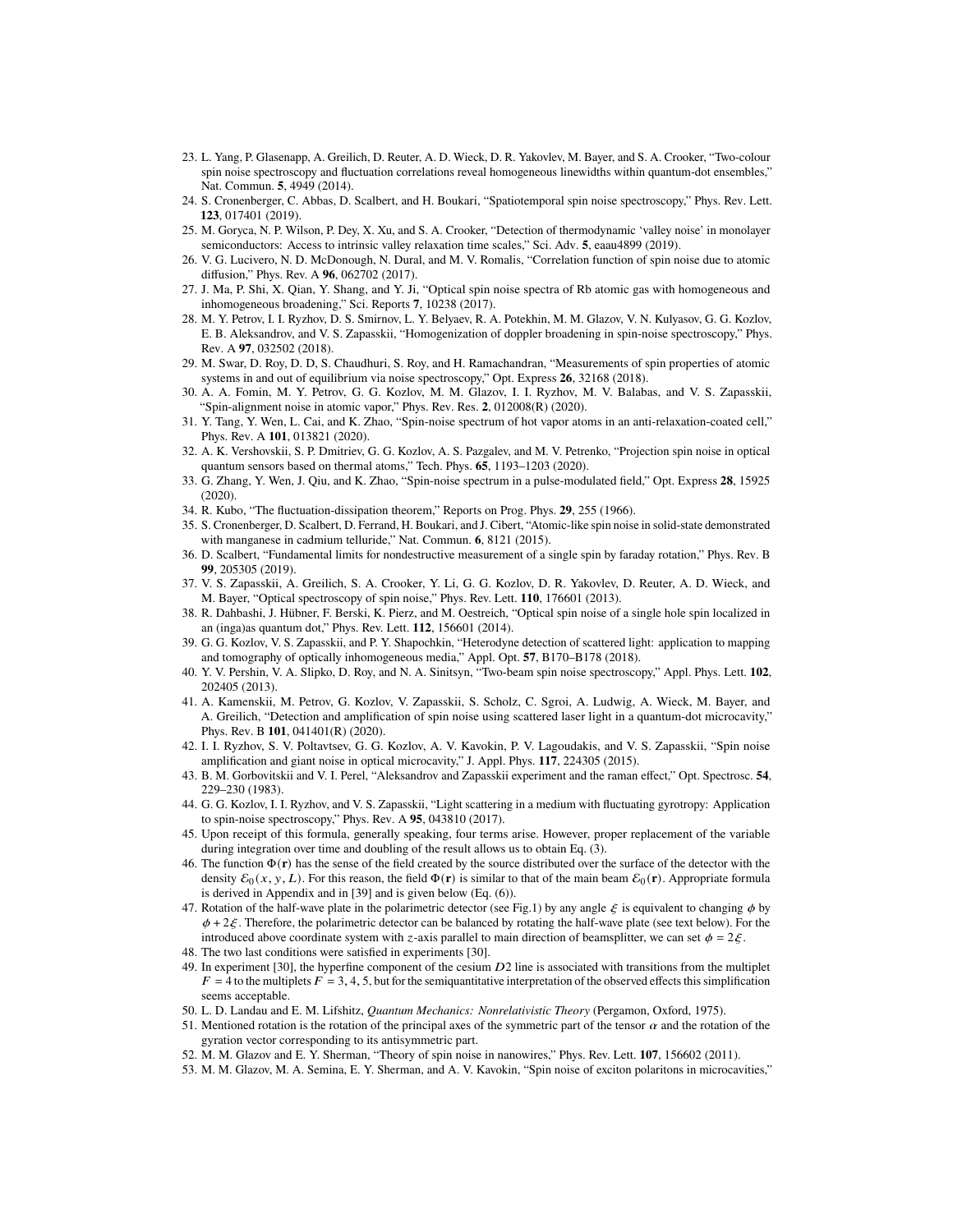23. L. Yang, P. Glasenapp, A. Greilich, D. Reuter, A. D. Wieck, D. R. Yakovlev, M. Bayer, and S. A. Crooker, "Two-colour spin noise spectroscopy and fluctuation correlations reveal homogeneous linewidths within quantum-dot ensembles," Nat. Commun. **5**, 4949 (2014).
24. S. Cronenberger, C. Abbas, D. Scalbert, and H. Boukari, "Spatiotemporal spin noise spectroscopy," Phys. Rev. Lett. **123**, 017401 (2019).
25. M. Goryca, N. P. Wilson, P. Dey, X. Xu, and S. A. Crooker, "Detection of thermodynamic 'valley noise' in monolayer semiconductors: Access to intrinsic valley relaxation time scales," Sci. Adv. **5**, eaau4899 (2019).
26. V. G. Lucivero, N. D. McDonough, N. Dural, and M. V. Romalis, "Correlation function of spin noise due to atomic diffusion," Phys. Rev. A **96**, 062702 (2017).
27. J. Ma, P. Shi, X. Qian, Y. Shang, and Y. Ji, "Optical spin noise spectra of Rb atomic gas with homogeneous and inhomogeneous broadening," Sci. Reports **7**, 10238 (2017).
28. M. Y. Petrov, I. I. Ryzhov, D. S. Smirnov, L. Y. Belyaev, R. A. Potekhin, M. M. Glazov, V. N. Kulyasov, G. G. Kozlov, E. B. Aleksandrov, and V. S. Zapasskii, "Homogenization of doppler broadening in spin-noise spectroscopy," Phys. Rev. A **97**, 032502 (2018).
29. M. Swar, D. Roy, D. D, S. Chaudhuri, S. Roy, and H. Ramachandran, "Measurements of spin properties of atomic systems in and out of equilibrium via noise spectroscopy," Opt. Express **26**, 32168 (2018).
30. A. A. Fomin, M. Y. Petrov, G. G. Kozlov, M. M. Glazov, I. I. Ryzhov, M. V. Balabas, and V. S. Zapasskii, "Spin-alignment noise in atomic vapor," Phys. Rev. Res. **2**, 012008(R) (2020).
31. Y. Tang, Y. Wen, L. Cai, and K. Zhao, "Spin-noise spectrum of hot vapor atoms in an anti-relaxation-coated cell," Phys. Rev. A **101**, 013821 (2020).
32. A. K. Vershovskii, S. P. Dmitriev, G. G. Kozlov, A. S. Pazgalev, and M. V. Petrenko, "Projection spin noise in optical quantum sensors based on thermal atoms," Tech. Phys. **65**, 1193–1203 (2020).
33. G. Zhang, Y. Wen, J. Qiu, and K. Zhao, "Spin-noise spectrum in a pulse-modulated field," Opt. Express **28**, 15925 (2020).
34. R. Kubo, "The fluctuation-dissipation theorem," Reports on Prog. Phys. **29**, 255 (1966).
35. S. Cronenberger, D. Scalbert, D. Ferrand, H. Boukari, and J. Cibert, "Atomic-like spin noise in solid-state demonstrated with manganese in cadmium telluride," Nat. Commun. **6**, 8121 (2015).
36. D. Scalbert, "Fundamental limits for nondestructive measurement of a single spin by faraday rotation," Phys. Rev. B **99**, 205305 (2019).
37. V. S. Zapasskii, A. Greilich, S. A. Crooker, Y. Li, G. G. Kozlov, D. R. Yakovlev, D. Reuter, A. D. Wieck, and M. Bayer, "Optical spectroscopy of spin noise," Phys. Rev. Lett. **110**, 176601 (2013).
38. R. Dahbashi, J. Hübner, F. Berski, K. Pierz, and M. Oestreich, "Optical spin noise of a single hole spin localized in an (inga)as quantum dot," Phys. Rev. Lett. **112**, 156601 (2014).
39. G. G. Kozlov, V. S. Zapasskii, and P. Y. Shapochkin, "Heterodyne detection of scattered light: application to mapping and tomography of optically inhomogeneous media," Appl. Opt. **57**, B170–B178 (2018).
40. Y. V. Pershin, V. A. Slipko, D. Roy, and N. A. Sinitsyn, "Two-beam spin noise spectroscopy," Appl. Phys. Lett. **102**, 202405 (2013).
41. A. Kamenskii, M. Petrov, G. Kozlov, V. Zapasskii, S. Scholz, C. Sgroi, A. Ludwig, A. Wieck, M. Bayer, and A. Greilich, "Detection and amplification of spin noise using scattered laser light in a quantum-dot microcavity," Phys. Rev. B **101**, 041401(R) (2020).
42. I. I. Ryzhov, S. V. Poltavtsev, G. G. Kozlov, A. V. Kavokin, P. V. Lagoudakis, and V. S. Zapasskii, "Spin noise amplification and giant noise in optical microcavity," J. Appl. Phys. **117**, 224305 (2015).
43. B. M. Gorbovitskii and V. I. Perel, "Aleksandrov and Zapasskii experiment and the raman effect," Opt. Spectrosc. **54**, 229–230 (1983).
44. G. G. Kozlov, I. I. Ryzhov, and V. S. Zapasskii, "Light scattering in a medium with fluctuating gyrotropy: Application to spin-noise spectroscopy," Phys. Rev. A **95**, 043810 (2017).
45. Upon receipt of this formula, generally speaking, four terms arise. However, proper replacement of the variable during integration over time and doubling of the result allows us to obtain Eq. (3).
46. The function $\Phi(\mathbf{r})$ has the sense of the field created by the source distributed over the surface of the detector with the density $\mathcal{E}_0(x, y, L)$. For this reason, the field $\Phi(\mathbf{r})$ is similar to that of the main beam $\mathcal{E}_0(\mathbf{r})$. Appropriate formula is derived in Appendix and in [39] and is given below (Eq. (6)).
47. Rotation of the half-wave plate in the polarimetric detector (see Fig.1) by any angle $\xi$ is equivalent to changing $\phi$ by $\phi + 2\xi$. Therefore, the polarimetric detector can be balanced by rotating the half-wave plate (see text below). For the introduced above coordinate system with $z$-axis parallel to main direction of beamsplitter, we can set $\phi = 2\xi$.
48. The two last conditions were satisfied in experiments [30].
49. In experiment [30], the hyperfine component of the cesium $D2$ line is associated with transitions from the multiplet $F = 4$ to the multiplets $F = 3, 4, 5$, but for the semiquantitative interpretation of the observed effects this simplification seems acceptable.
50. L. D. Landau and E. M. Lifshitz, *Quantum Mechanics: Nonrelativistic Theory* (Pergamon, Oxford, 1975).
51. Mentioned rotation is the rotation of the principal axes of the symmetric part of the tensor $\alpha$ and the rotation of the gyration vector corresponding to its antisymmetric part.
52. M. M. Glazov and E. Y. Sherman, "Theory of spin noise in nanowires," Phys. Rev. Lett. **107**, 156602 (2011).
53. M. M. Glazov, M. A. Semina, E. Y. Sherman, and A. V. Kavokin, "Spin noise of exciton polaritons in microcavities,"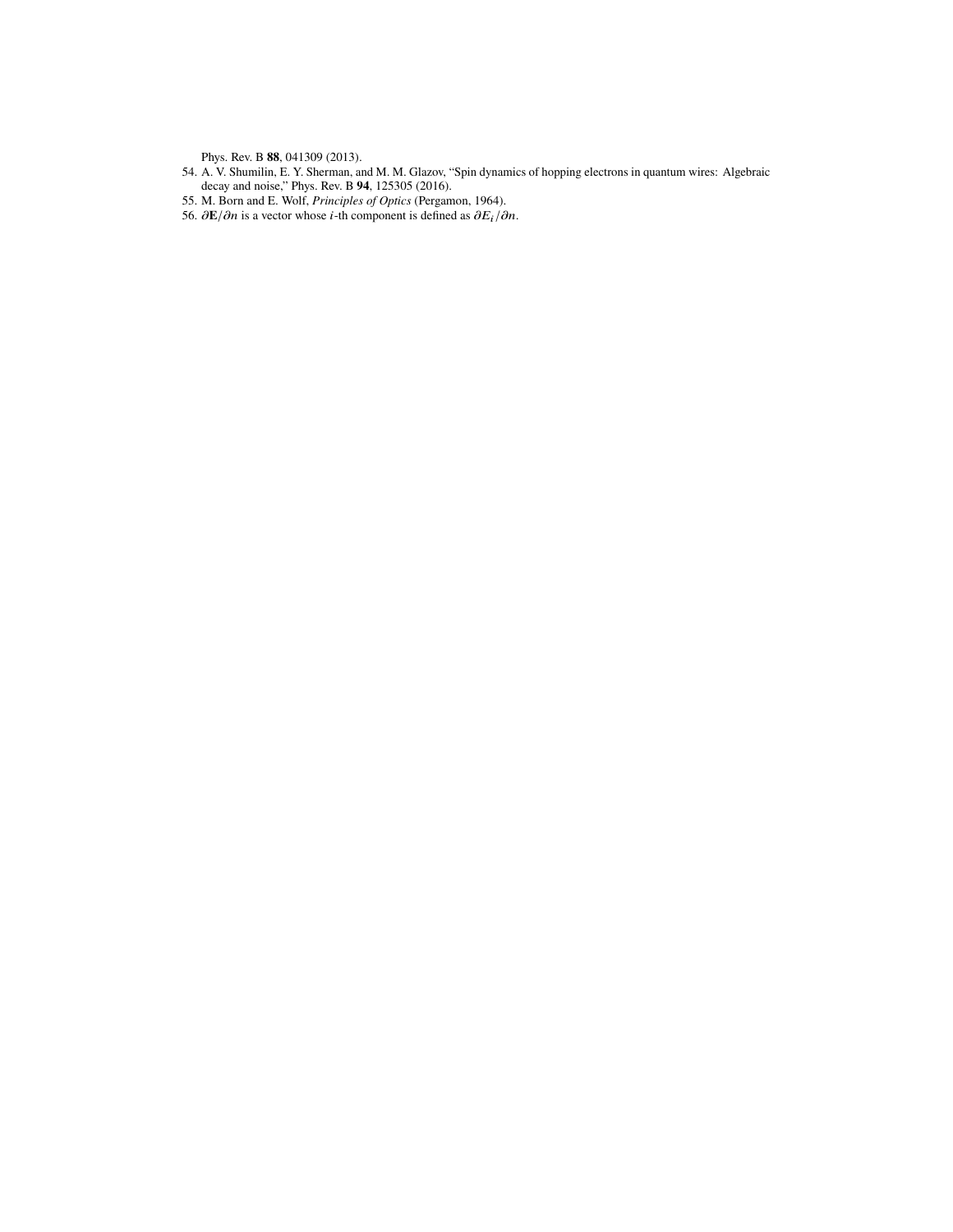Phys. Rev. B **88**, 041309 (2013).

54. A. V. Shumilin, E. Y. Sherman, and M. M. Glazov, "Spin dynamics of hopping electrons in quantum wires: Algebraic decay and noise," Phys. Rev. B **94**, 125305 (2016).
55. M. Born and E. Wolf, *Principles of Optics* (Pergamon, 1964).
56. $\partial \mathbf{E}/\partial n$ is a vector whose $i$-th component is defined as $\partial E_i/\partial n$.